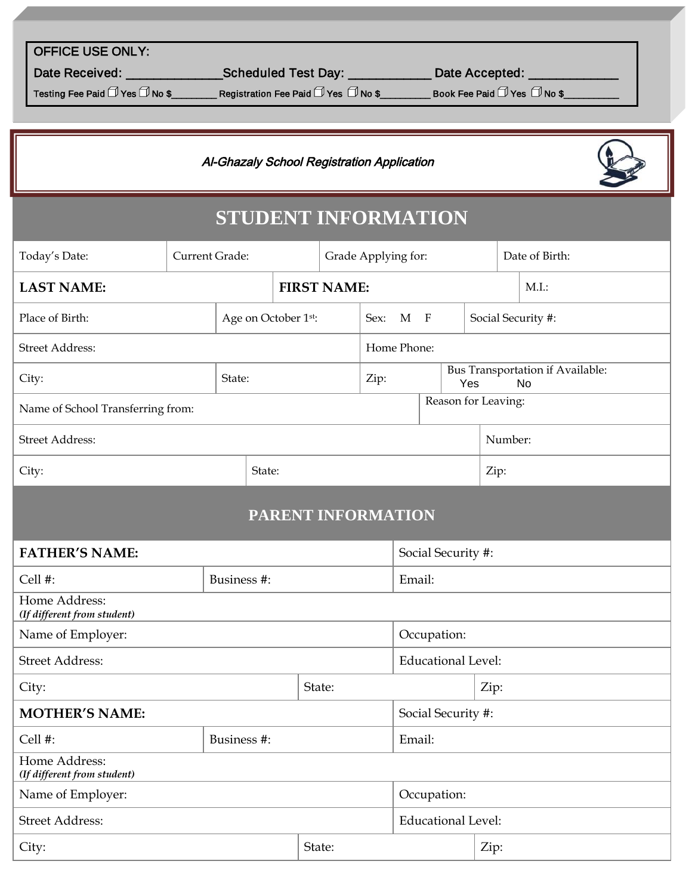**OFFICE USE ONLY:**

Date Received: ______________Scheduled Test Day: ____________ Date Accepted: _____________

Testing Fee Paid ☐ Yes ☐ No $________ Registration Fee Paid ☐ Yes ☐ No $_________ Book Fee Paid ☐ Yes ☐ No $__________

*Al-Ghazaly School Registration Application*

# STUDENT INFORMATION

| Today's Date: | Current Grade: | Grade Applying for: | Date of Birth: |
|---|---|---|---|

| **LAST NAME:** | **FIRST NAME:** | M.I.: |
|---|---|---|

| Place of Birth: | Age on October 1st: | Sex: M F | Social Security #: |
|---|---|---|---|

| Street Address: | Home Phone: |
|---|---|

| City: | State: | Zip: | Bus Transportation if Available: Yes No |
|---|---|---|---|

| Name of School Transferring from: | Reason for Leaving: |
|---|---|

| Street Address: | Number: |
|---|---|

| City: | State: | Zip: |
|---|---|---|

## PARENT INFORMATION

| **FATHER'S NAME:** | | Social Security #: |
|---|---|---|
| Cell #: | Business #: | Email: |
| Home Address: *(If different from student)* | | |
| Name of Employer: | | Occupation: |
| Street Address: | | Educational Level: |
| City: | State: | Zip: |

| **MOTHER'S NAME:** | | Social Security #: |
|---|---|---|
| Cell #: | Business #: | Email: |
| Home Address: *(If different from student)* | | |
| Name of Employer: | | Occupation: |
| Street Address: | | Educational Level: |
| City: | State: | Zip: |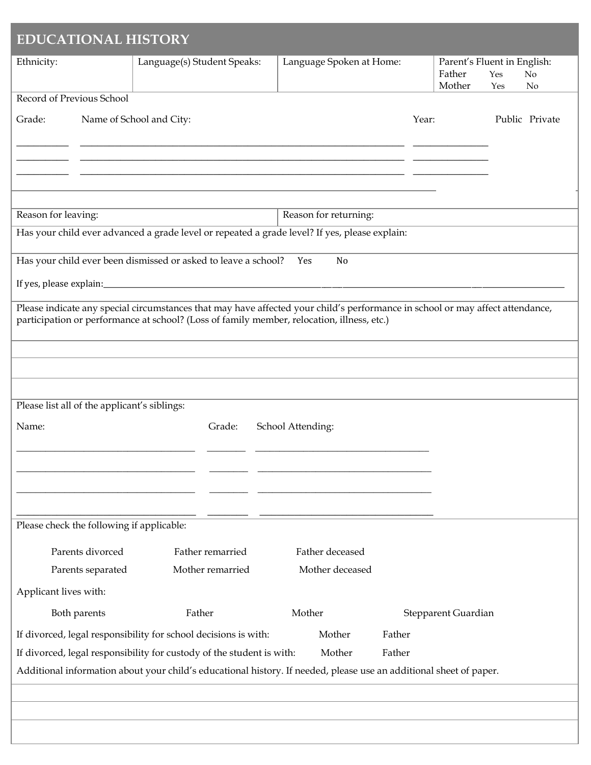## EDUCATIONAL HISTORY

| Ethnicity: | Language(s) Student Speaks: | Language Spoken at Home: | Parent's Fluent in English: Father Yes No Mother Yes No |
|---|---|---|---|

Record of Previous School

| Grade: | Name of School and City: | Year: | Public | Private |
|---|---|---|---|---|
| ___________ | ___________________________________________________________________ | _______________ | | |
| ___________ | ___________________________________________________________________ | _______________ | | |
| ___________ | ___________________________________________________________________ | _______________ | | |

| Reason for leaving: | Reason for returning: |
|---|---|

Has your child ever advanced a grade level or repeated a grade level? If yes, please explain:

Has your child ever been dismissed or asked to leave a school? Yes No

If yes, please explain:_______________________________________________________________________________________

Please indicate any special circumstances that may have affected your child's performance in school or may affect attendance, participation or performance at school? (Loss of family member, relocation, illness, etc.)

Please list all of the applicant's siblings:

| Name: | Grade: | School Attending: |
|---|---|---|
| _____________________________________ | ________ | ____________________________________ |
| _____________________________________ | ________ | ____________________________________ |
| _____________________________________ | ________ | ____________________________________ |
| _____________________________________ | ________ | ____________________________________ |

Please check the following if applicable:

Parents divorced  Father remarried  Father deceased

Parents separated  Mother remarried  Mother deceased

Applicant lives with:

Both parents  Father  Mother  Stepparent Guardian

If divorced, legal responsibility for school decisions is with: Mother Father

If divorced, legal responsibility for custody of the student is with: Mother Father

Additional information about your child's educational history. If needed, please use an additional sheet of paper.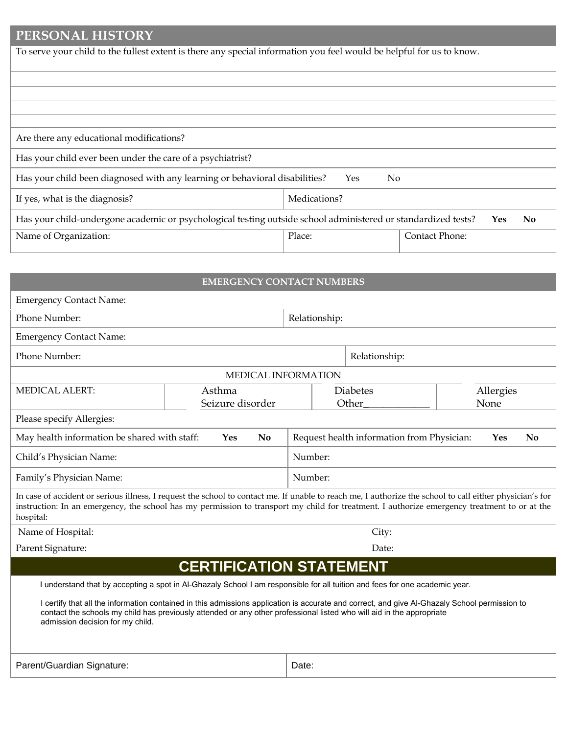## PERSONAL HISTORY

To serve your child to the fullest extent is there any special information you feel would be helpful for us to know.

| | | |
|---|---|---|
| Are there any educational modifications? | | |
| Has your child ever been under the care of a psychiatrist? | | |
| Has your child been diagnosed with any learning or behavioral disabilities? Yes No | | |
| If yes, what is the diagnosis? | Medications? | |
| Has your child-undergone academic or psychological testing outside school administered or standardized tests? **Yes** **No** | | |
| Name of Organization: | Place: | Contact Phone: |

## EMERGENCY CONTACT NUMBERS

| | |
|---|---|
| Emergency Contact Name: | |
| Phone Number: | Relationship: |
| Emergency Contact Name: | |
| Phone Number: | Relationship: |

### MEDICAL INFORMATION

| | | | |
|---|---|---|---|
| MEDICAL ALERT: | Asthma<br>Seizure disorder | Diabetes<br>Other_____________ | Allergies<br>None |
| Please specify Allergies: | | | |

| | |
|---|---|
| May health information be shared with staff: **Yes** **No** | Request health information from Physician: **Yes** **No** |
| Child's Physician Name: | Number: |
| Family's Physician Name: | Number: |

In case of accident or serious illness, I request the school to contact me. If unable to reach me, I authorize the school to call either physician's for instruction: In an emergency, the school has my permission to transport my child for treatment. I authorize emergency treatment to or at the hospital:

| | |
|---|---|
| Name of Hospital: | City: |
| Parent Signature: | Date: |

## CERTIFICATION STATEMENT

I understand that by accepting a spot in Al-Ghazaly School I am responsible for all tuition and fees for one academic year.

I certify that all the information contained in this admissions application is accurate and correct, and give Al-Ghazaly School permission to contact the schools my child has previously attended or any other professional listed who will aid in the appropriate admission decision for my child.

| | |
|---|---|
| Parent/Guardian Signature: | Date: |